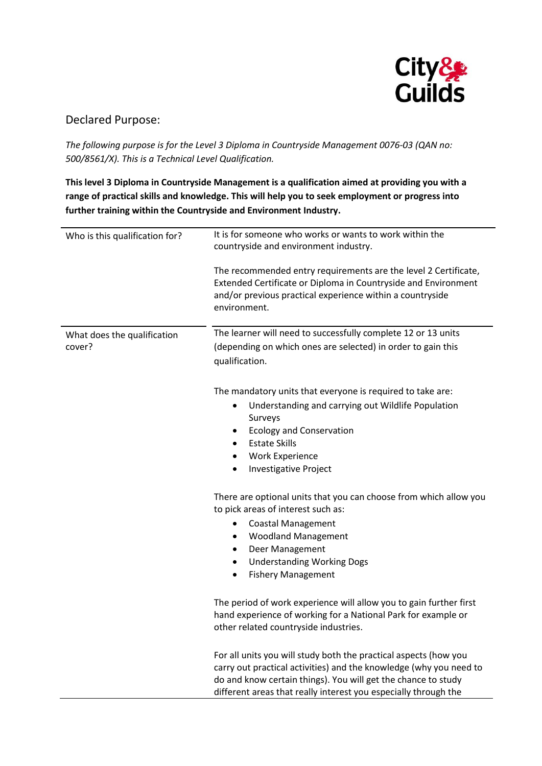## Declared Purpose:

*The following purpose is for the Level 3 Diploma in Countryside Management 0076-03 (QAN no: 500/8561/X). This is a Technical Level Qualification.*

**This level 3 Diploma in Countryside Management is a qualification aimed at providing you with a range of practical skills and knowledge. This will help you to seek employment or progress into further training within the Countryside and Environment Industry.**

| | |
|---|---|
| Who is this qualification for? | It is for someone who works or wants to work within the countryside and environment industry.<br><br>The recommended entry requirements are the level 2 Certificate, Extended Certificate or Diploma in Countryside and Environment and/or previous practical experience within a countryside environment. |
| What does the qualification cover? | The learner will need to successfully complete 12 or 13 units (depending on which ones are selected) in order to gain this qualification.<br><br>The mandatory units that everyone is required to take are:<br>• Understanding and carrying out Wildlife Population Surveys<br>• Ecology and Conservation<br>• Estate Skills<br>• Work Experience<br>• Investigative Project<br><br>There are optional units that you can choose from which allow you to pick areas of interest such as:<br>• Coastal Management<br>• Woodland Management<br>• Deer Management<br>• Understanding Working Dogs<br>• Fishery Management<br><br>The period of work experience will allow you to gain further first hand experience of working for a National Park for example or other related countryside industries.<br><br>For all units you will study both the practical aspects (how you carry out practical activities) and the knowledge (why you need to do and know certain things). You will get the chance to study different areas that really interest you especially through the |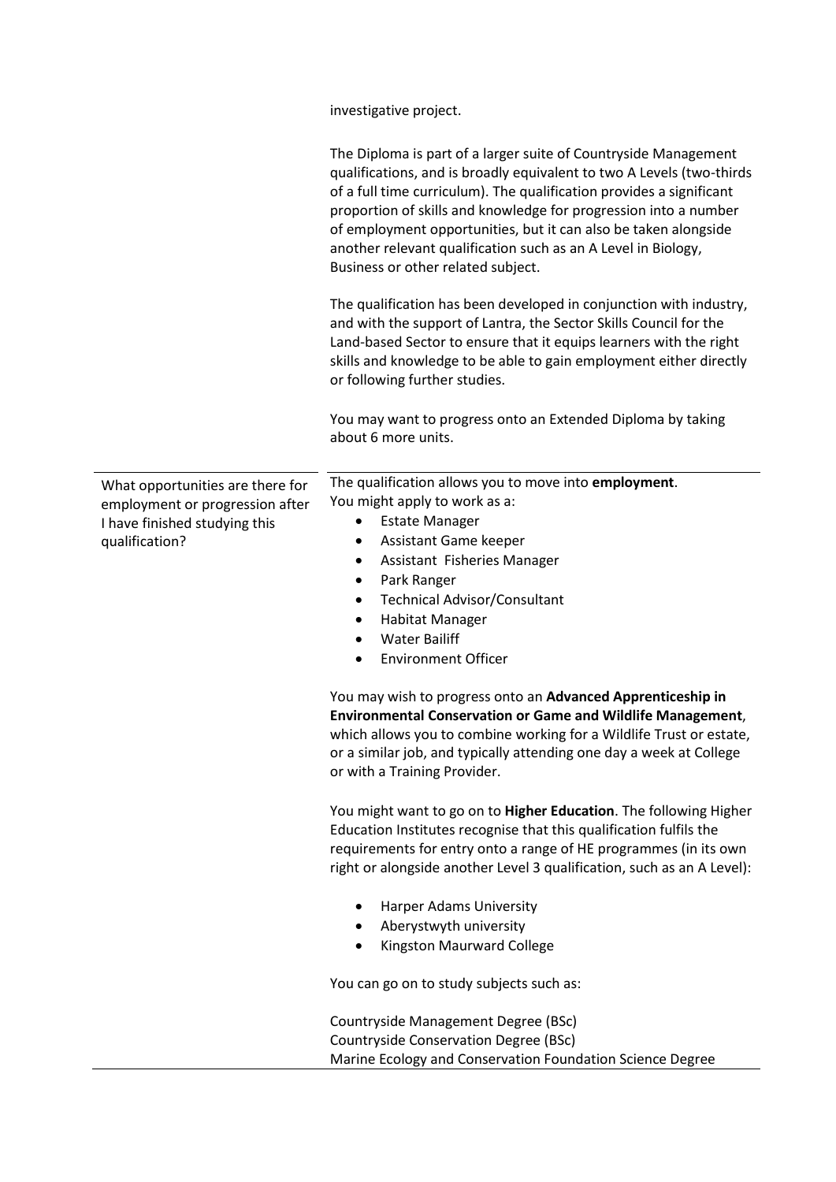| | |
|---|---|
| | investigative project.<br><br>The Diploma is part of a larger suite of Countryside Management qualifications, and is broadly equivalent to two A Levels (two-thirds of a full time curriculum). The qualification provides a significant proportion of skills and knowledge for progression into a number of employment opportunities, but it can also be taken alongside another relevant qualification such as an A Level in Biology, Business or other related subject.<br><br>The qualification has been developed in conjunction with industry, and with the support of Lantra, the Sector Skills Council for the Land-based Sector to ensure that it equips learners with the right skills and knowledge to be able to gain employment either directly or following further studies.<br><br>You may want to progress onto an Extended Diploma by taking about 6 more units. |
| What opportunities are there for employment or progression after I have finished studying this qualification? | The qualification allows you to move into **employment**.<br>You might apply to work as a:<br>• Estate Manager<br>• Assistant Game keeper<br>• Assistant Fisheries Manager<br>• Park Ranger<br>• Technical Advisor/Consultant<br>• Habitat Manager<br>• Water Bailiff<br>• Environment Officer<br><br>You may wish to progress onto an **Advanced Apprenticeship in Environmental Conservation or Game and Wildlife Management**, which allows you to combine working for a Wildlife Trust or estate, or a similar job, and typically attending one day a week at College or with a Training Provider.<br><br>You might want to go on to **Higher Education**. The following Higher Education Institutes recognise that this qualification fulfils the requirements for entry onto a range of HE programmes (in its own right or alongside another Level 3 qualification, such as an A Level):<br><br>• Harper Adams University<br>• Aberystwyth university<br>• Kingston Maurward College<br><br>You can go on to study subjects such as:<br><br>Countryside Management Degree (BSc)<br>Countryside Conservation Degree (BSc)<br>Marine Ecology and Conservation Foundation Science Degree |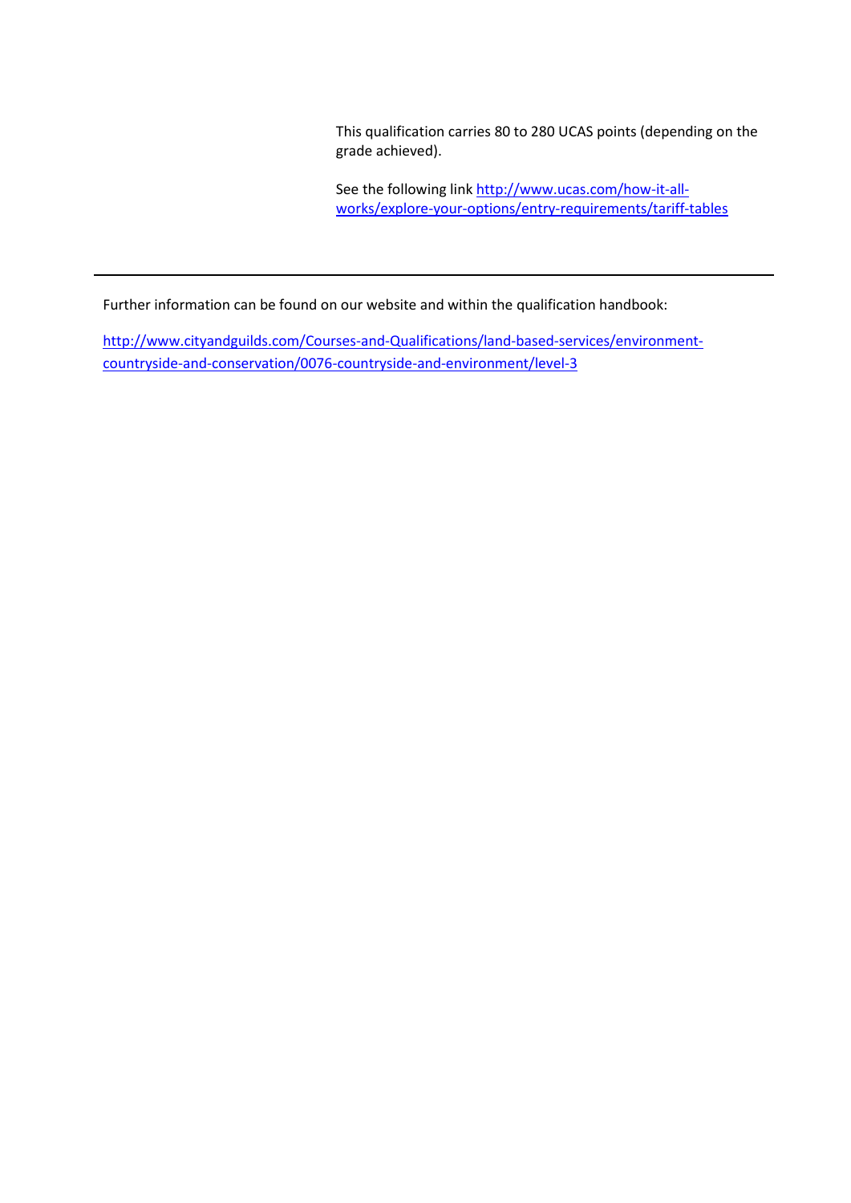This qualification carries 80 to 280 UCAS points (depending on the grade achieved).

See the following link http://www.ucas.com/how-it-all-works/explore-your-options/entry-requirements/tariff-tables

---

Further information can be found on our website and within the qualification handbook:

http://www.cityandguilds.com/Courses-and-Qualifications/land-based-services/environment-countryside-and-conservation/0076-countryside-and-environment/level-3